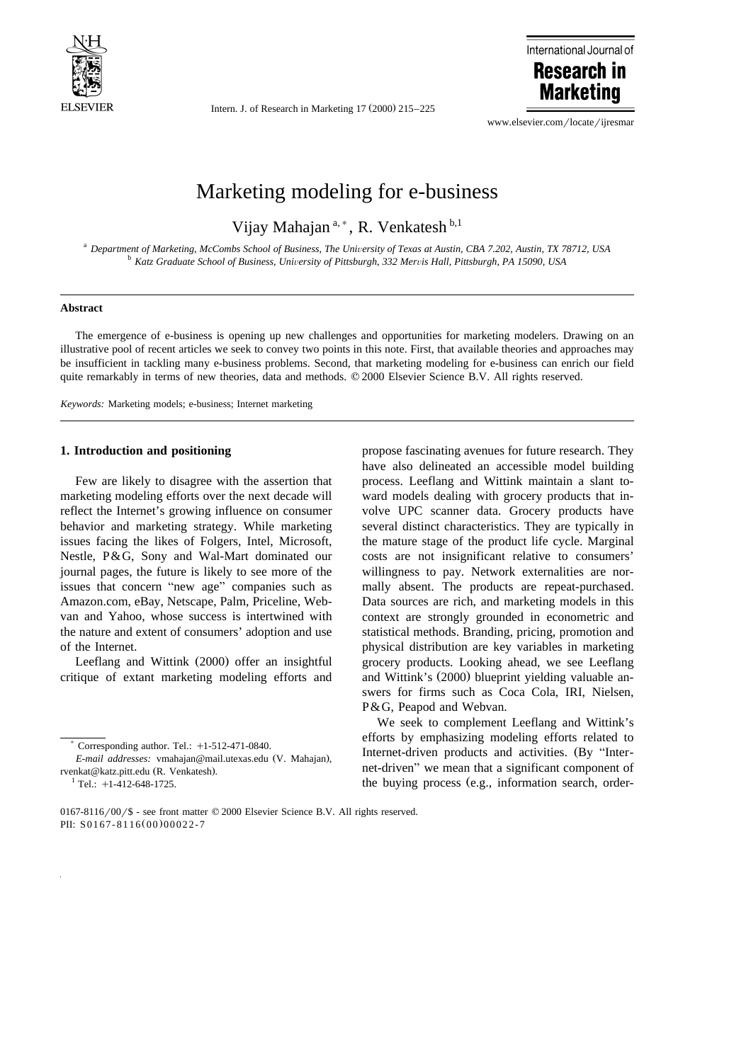# Marketing modeling for e-business

Vijay Mahajan [a,*], R. Venkatesh [b,1]

[a] *Department of Marketing, McCombs School of Business, The University of Texas at Austin, CBA 7.202, Austin, TX 78712, USA*
[b] *Katz Graduate School of Business, University of Pittsburgh, 332 Mervis Hall, Pittsburgh, PA 15090, USA*

---

**Abstract**

The emergence of e-business is opening up new challenges and opportunities for marketing modelers. Drawing on an illustrative pool of recent articles we seek to convey two points in this note. First, that available theories and approaches may be insufficient in tackling many e-business problems. Second, that marketing modeling for e-business can enrich our field quite remarkably in terms of new theories, data and methods. © 2000 Elsevier Science B.V. All rights reserved.

*Keywords:* Marketing models; e-business; Internet marketing

---

## 1. Introduction and positioning

Few are likely to disagree with the assertion that marketing modeling efforts over the next decade will reflect the Internet's growing influence on consumer behavior and marketing strategy. While marketing issues facing the likes of Folgers, Intel, Microsoft, Nestle, P&G, Sony and Wal-Mart dominated our journal pages, the future is likely to see more of the issues that concern "new age" companies such as Amazon.com, eBay, Netscape, Palm, Priceline, Webvan and Yahoo, whose success is intertwined with the nature and extent of consumers' adoption and use of the Internet.

Leeflang and Wittink (2000) offer an insightful critique of extant marketing modeling efforts and propose fascinating avenues for future research. They have also delineated an accessible model building process. Leeflang and Wittink maintain a slant toward models dealing with grocery products that involve UPC scanner data. Grocery products have several distinct characteristics. They are typically in the mature stage of the product life cycle. Marginal costs are not insignificant relative to consumers' willingness to pay. Network externalities are normally absent. The products are repeat-purchased. Data sources are rich, and marketing models in this context are strongly grounded in econometric and statistical methods. Branding, pricing, promotion and physical distribution are key variables in marketing grocery products. Looking ahead, we see Leeflang and Wittink's (2000) blueprint yielding valuable answers for firms such as Coca Cola, IRI, Nielsen, P&G, Peapod and Webvan.

We seek to complement Leeflang and Wittink's efforts by emphasizing modeling efforts related to Internet-driven products and activities. (By "Internet-driven" we mean that a significant component of the buying process (e.g., information search, order-

---

[*] Corresponding author. Tel.: +1-512-471-0840.
*E-mail addresses:* vmahajan@mail.utexas.edu (V. Mahajan), rvenkat@katz.pitt.edu (R. Venkatesh).
[1] Tel.: +1-412-648-1725.

0167-8116/00/$ - see front matter © 2000 Elsevier Science B.V. All rights reserved.
PII: S0167-8116(00)00022-7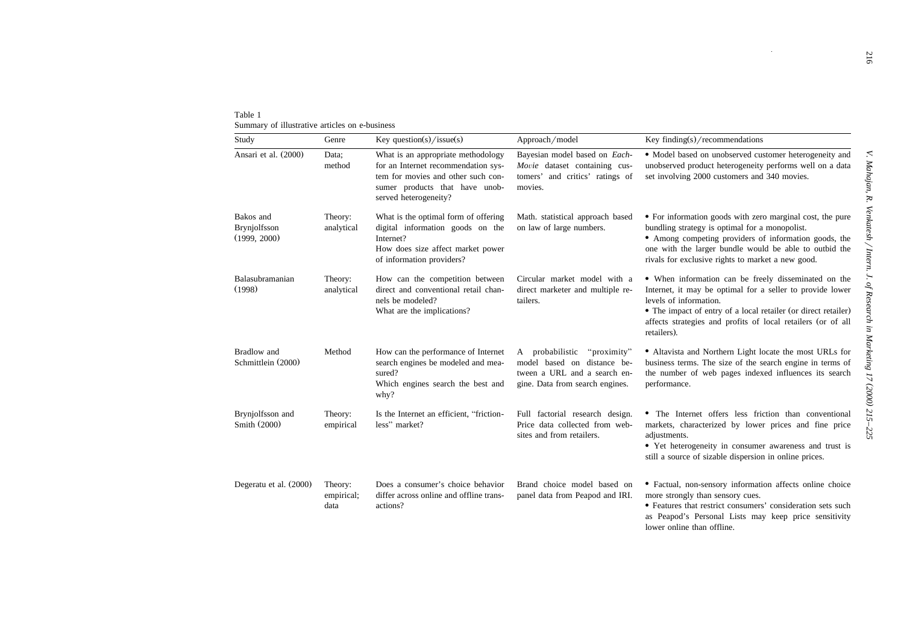Table 1
Summary of illustrative articles on e-business

| Study | Genre | Key question(s)/issue(s) | Approach/model | Key finding(s)/recommendations |
|---|---|---|---|---|
| Ansari et al. (2000) | Data; method | What is an appropriate methodology for an Internet recommendation system for movies and other such consumer products that have unobserved heterogeneity? | Bayesian model based on *EachMovie* dataset containing customers' and critics' ratings of movies. | • Model based on unobserved customer heterogeneity and unobserved product heterogeneity performs well on a data set involving 2000 customers and 340 movies. |
| Bakos and Brynjolfsson (1999, 2000) | Theory: analytical | What is the optimal form of offering digital information goods on the Internet? How does size affect market power of information providers? | Math. statistical approach based on law of large numbers. | • For information goods with zero marginal cost, the pure bundling strategy is optimal for a monopolist. • Among competing providers of information goods, the one with the larger bundle would be able to outbid the rivals for exclusive rights to market a new good. |
| Balasubramanian (1998) | Theory: analytical | How can the competition between direct and conventional retail channels be modeled? What are the implications? | Circular market model with a direct marketer and multiple retailers. | • When information can be freely disseminated on the Internet, it may be optimal for a seller to provide lower levels of information. • The impact of entry of a local retailer (or direct retailer) affects strategies and profits of local retailers (or of all retailers). |
| Bradlow and Schmittlein (2000) | Method | How can the performance of Internet search engines be modeled and measured? Which engines search the best and why? | A probabilistic "proximity" model based on distance between a URL and a search engine. Data from search engines. | • Altavista and Northern Light locate the most URLs for business terms. The size of the search engine in terms of the number of web pages indexed influences its search performance. |
| Brynjolfsson and Smith (2000) | Theory: empirical | Is the Internet an efficient, "frictionless" market? | Full factorial research design. Price data collected from websites and from retailers. | • The Internet offers less friction than conventional markets, characterized by lower prices and fine price adjustments. • Yet heterogeneity in consumer awareness and trust is still a source of sizable dispersion in online prices. |
| Degeratu et al. (2000) | Theory: empirical; data | Does a consumer's choice behavior differ across online and offline transactions? | Brand choice model based on panel data from Peapod and IRI. | • Factual, non-sensory information affects online choice more strongly than sensory cues. • Features that restrict consumers' consideration sets such as Peapod's Personal Lists may keep price sensitivity lower online than offline. |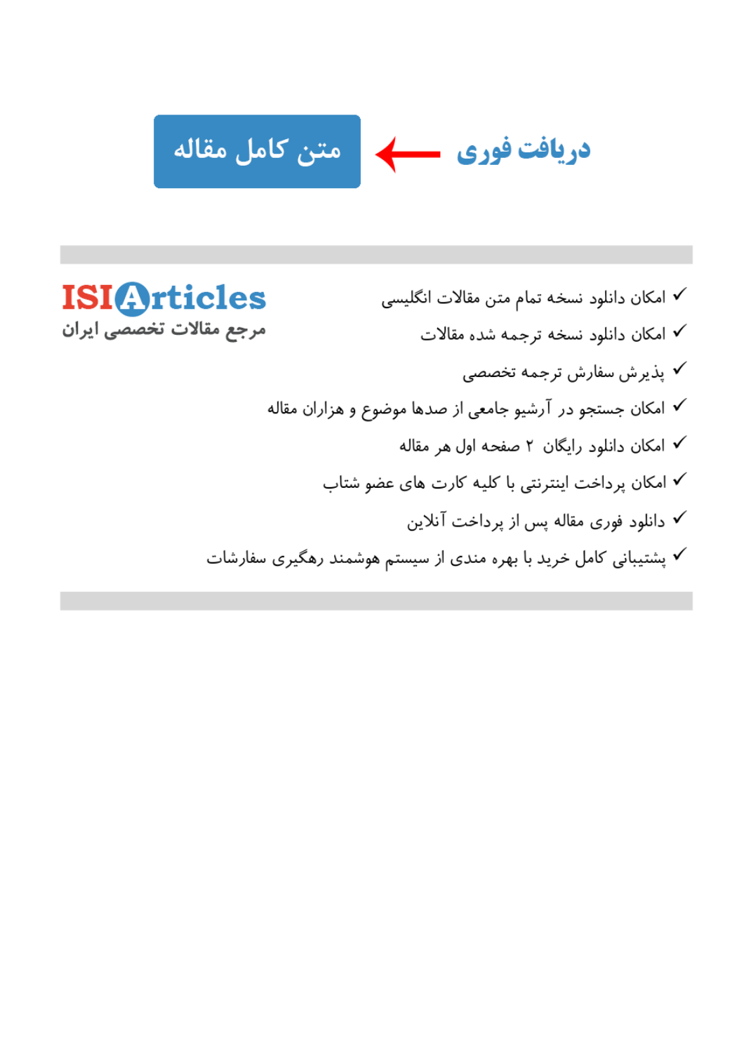دریافت فوری ← متن کامل مقاله

**ISIArticles**
مرجع مقالات تخصصی ایران

- ✓ امکان دانلود نسخه تمام متن مقالات انگلیسی
- ✓ امکان دانلود نسخه ترجمه شده مقالات
- ✓ پذیرش سفارش ترجمه تخصصی
- ✓ امکان جستجو در آرشیو جامعی از صدها موضوع و هزاران مقاله
- ✓ امکان دانلود رایگان ۲ صفحه اول هر مقاله
- ✓ امکان پرداخت اینترنتی با کلیه کارت های عضو شتاب
- ✓ دانلود فوری مقاله پس از پرداخت آنلاین
- ✓ پشتیبانی کامل خرید با بهره مندی از سیستم هوشمند رهگیری سفارشات